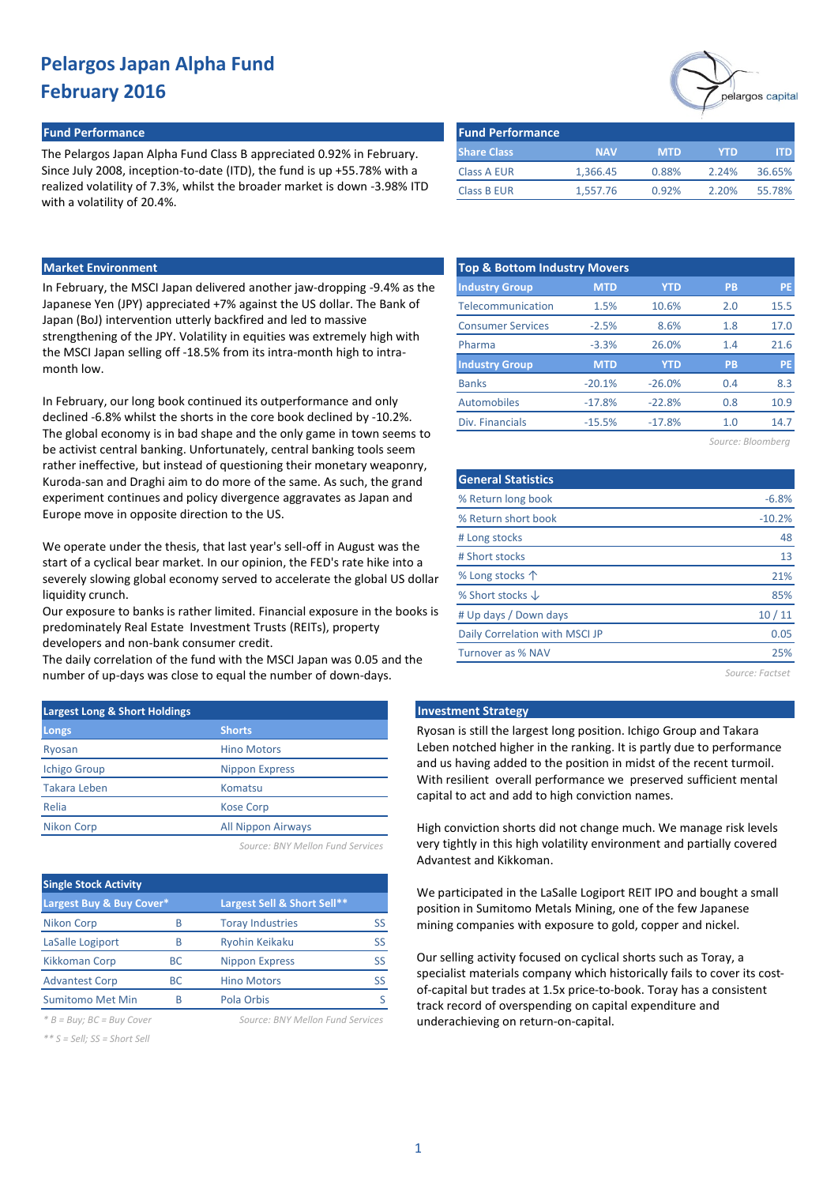# Pelargos Japan Alpha Fund
# February 2016

## Fund Performance

The Pelargos Japan Alpha Fund Class B appreciated 0.92% in February. Since July 2008, inception-to-date (ITD), the fund is up +55.78% with a realized volatility of 7.3%, whilst the broader market is down -3.98% ITD with a volatility of 20.4%.

| Share Class | NAV | MTD | YTD | ITD |
|---|---|---|---|---|
| Class A EUR | 1,366.45 | 0.88% | 2.24% | 36.65% |
| Class B EUR | 1,557.76 | 0.92% | 2.20% | 55.78% |

## Market Environment

In February, the MSCI Japan delivered another jaw-dropping -9.4% as the Japanese Yen (JPY) appreciated +7% against the US dollar. The Bank of Japan (BoJ) intervention utterly backfired and led to massive strengthening of the JPY. Volatility in equities was extremely high with the MSCI Japan selling off -18.5% from its intra-month high to intra-month low.

In February, our long book continued its outperformance and only declined -6.8% whilst the shorts in the core book declined by -10.2%. The global economy is in bad shape and the only game in town seems to be activist central banking. Unfortunately, central banking tools seem rather ineffective, but instead of questioning their monetary weaponry, Kuroda-san and Draghi aim to do more of the same. As such, the grand experiment continues and policy divergence aggravates as Japan and Europe move in opposite direction to the US.

We operate under the thesis, that last year's sell-off in August was the start of a cyclical bear market. In our opinion, the FED's rate hike into a severely slowing global economy served to accelerate the global US dollar liquidity crunch.
Our exposure to banks is rather limited. Financial exposure in the books is predominately Real Estate Investment Trusts (REITs), property developers and non-bank consumer credit.
The daily correlation of the fund with the MSCI Japan was 0.05 and the number of up-days was close to equal the number of down-days.

## Top & Bottom Industry Movers

| Industry Group | MTD | YTD | PB | PE |
|---|---|---|---|---|
| Telecommunication | 1.5% | 10.6% | 2.0 | 15.5 |
| Consumer Services | -2.5% | 8.6% | 1.8 | 17.0 |
| Pharma | -3.3% | 26.0% | 1.4 | 21.6 |
| **Industry Group** | **MTD** | **YTD** | **PB** | **PE** |
| Banks | -20.1% | -26.0% | 0.4 | 8.3 |
| Automobiles | -17.8% | -22.8% | 0.8 | 10.9 |
| Div. Financials | -15.5% | -17.8% | 1.0 | 14.7 |

*Source: Bloomberg*

## General Statistics

| | |
|---|---|
| % Return long book | -6.8% |
| % Return short book | -10.2% |
| # Long stocks | 48 |
| # Short stocks | 13 |
| % Long stocks ↑ | 21% |
| % Short stocks ↓ | 85% |
| # Up days / Down days | 10 / 11 |
| Daily Correlation with MSCI JP | 0.05 |
| Turnover as % NAV | 25% |

*Source: Factset*

## Largest Long & Short Holdings

| Longs | Shorts |
|---|---|
| Ryosan | Hino Motors |
| Ichigo Group | Nippon Express |
| Takara Leben | Komatsu |
| Relia | Kose Corp |
| Nikon Corp | All Nippon Airways |

*Source: BNY Mellon Fund Services*

## Single Stock Activity

| Largest Buy & Buy Cover* | | Largest Sell & Short Sell** | |
|---|---|---|---|
| Nikon Corp | B | Toray Industries | SS |
| LaSalle Logiport | B | Ryohin Keikaku | SS |
| Kikkoman Corp | BC | Nippon Express | SS |
| Advantest Corp | BC | Hino Motors | SS |
| Sumitomo Met Min | B | Pola Orbis | S |

*\* B = Buy; BC = Buy Cover*
*\*\* S = Sell; SS = Short Sell*

*Source: BNY Mellon Fund Services*

## Investment Strategy

Ryosan is still the largest long position. Ichigo Group and Takara Leben notched higher in the ranking. It is partly due to performance and us having added to the position in midst of the recent turmoil. With resilient overall performance we preserved sufficient mental capital to act and add to high conviction names.

High conviction shorts did not change much. We manage risk levels very tightly in this high volatility environment and partially covered Advantest and Kikkoman.

We participated in the LaSalle Logiport REIT IPO and bought a small position in Sumitomo Metals Mining, one of the few Japanese mining companies with exposure to gold, copper and nickel.

Our selling activity focused on cyclical shorts such as Toray, a specialist materials company which historically fails to cover its cost-of-capital but trades at 1.5x price-to-book. Toray has a consistent track record of overspending on capital expenditure and underachieving on return-on-capital.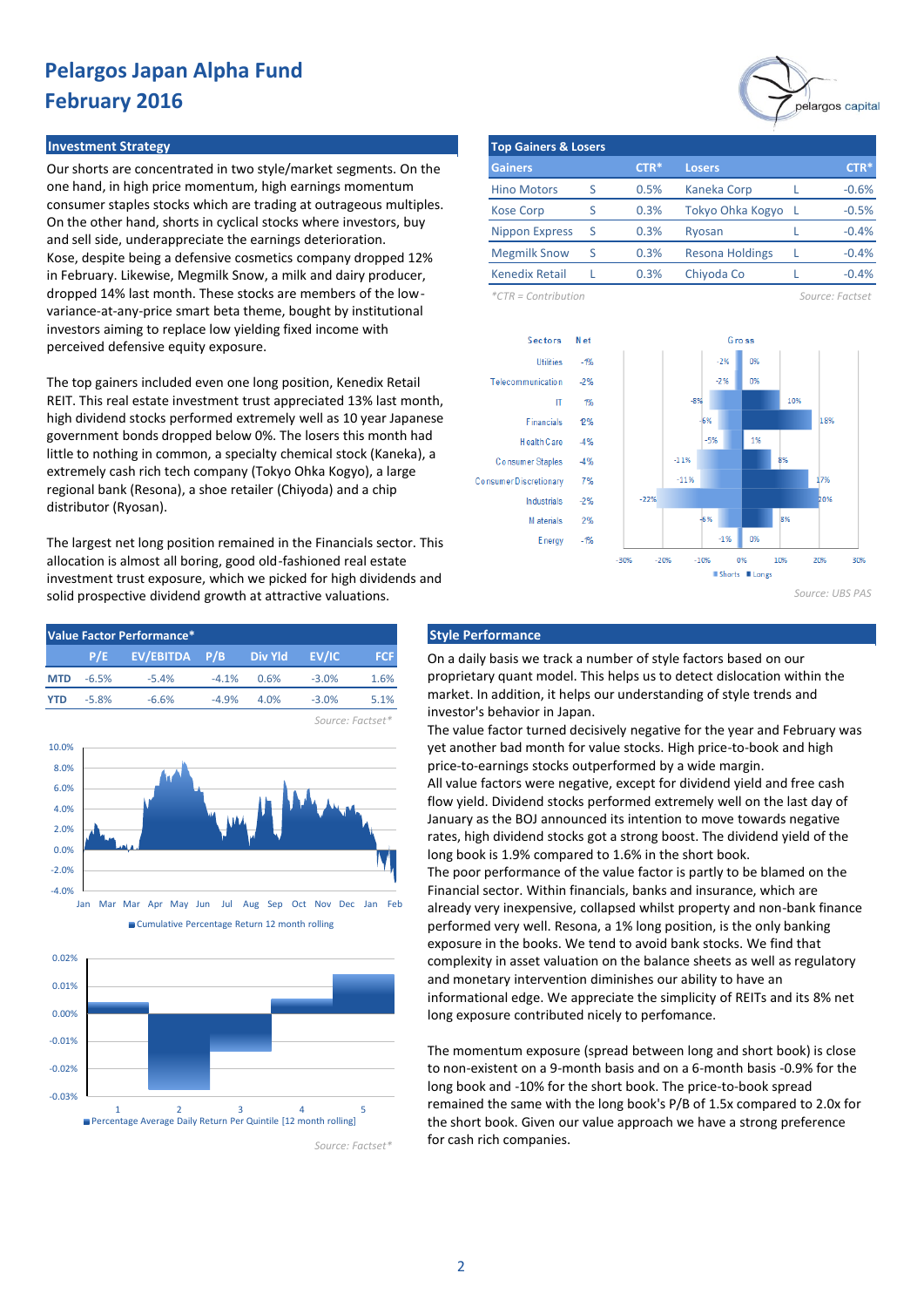# Pelargos Japan Alpha Fund
# February 2016

## Investment Strategy

Our shorts are concentrated in two style/market segments. On the one hand, in high price momentum, high earnings momentum consumer staples stocks which are trading at outrageous multiples. On the other hand, shorts in cyclical stocks where investors, buy and sell side, underappreciate the earnings deterioration. Kose, despite being a defensive cosmetics company dropped 12% in February. Likewise, Megmilk Snow, a milk and dairy producer, dropped 14% last month. These stocks are members of the low-variance-at-any-price smart beta theme, bought by institutional investors aiming to replace low yielding fixed income with perceived defensive equity exposure.

The top gainers included even one long position, Kenedix Retail REIT. This real estate investment trust appreciated 13% last month, high dividend stocks performed extremely well as 10 year Japanese government bonds dropped below 0%. The losers this month had little to nothing in common, a specialty chemical stock (Kaneka), a extremely cash rich tech company (Tokyo Ohka Kogyo), a large regional bank (Resona), a shoe retailer (Chiyoda) and a chip distributor (Ryosan).

The largest net long position remained in the Financials sector. This allocation is almost all boring, good old-fashioned real estate investment trust exposure, which we picked for high dividends and solid prospective dividend growth at attractive valuations.

## Top Gainers & Losers

| Gainers | | CTR* | Losers | | CTR* |
|---|---|---|---|---|---|
| Hino Motors | S | 0.5% | Kaneka Corp | L | -0.6% |
| Kose Corp | S | 0.3% | Tokyo Ohka Kogyo | L | -0.5% |
| Nippon Express | S | 0.3% | Ryosan | L | -0.4% |
| Megmilk Snow | S | 0.3% | Resona Holdings | L | -0.4% |
| Kenedix Retail | L | 0.3% | Chiyoda Co | L | -0.4% |

*CTR = Contribution

Source: Factset

| Sectors | Net | Gross Shorts | Gross Longs |
|---|---|---|---|
| Utilities | -1% | -2% | 0% |
| Telecommunication | -2% | -2% | 0% |
| IT | 1% | -8% | 10% |
| Financials | 12% | -6% | 18% |
| Health Care | -4% | -5% | 1% |
| Consumer Staples | -4% | -11% | 8% |
| Consumer Discretionary | 7% | -11% | 17% |
| Industrials | -2% | -22% | 20% |
| Materials | 2% | -6% | 8% |
| Energy | -1% | -1% | 0% |

Source: UBS PAS

## Value Factor Performance*

| | P/E | EV/EBITDA | P/B | Div Yld | EV/IC | FCF |
|---|---|---|---|---|---|---|
| MTD | -6.5% | -5.4% | -4.1% | 0.6% | -3.0% | 1.6% |
| YTD | -5.8% | -6.6% | -4.9% | 4.0% | -3.0% | 5.1% |

Source: Factset*

Cumulative Percentage Return 12 month rolling

Percentage Average Daily Return Per Quintile [12 month rolling]

Source: Factset*

## Style Performance

On a daily basis we track a number of style factors based on our proprietary quant model. This helps us to detect dislocation within the market. In addition, it helps our understanding of style trends and investor's behavior in Japan.

The value factor turned decisively negative for the year and February was yet another bad month for value stocks. High price-to-book and high price-to-earnings stocks outperformed by a wide margin.

All value factors were negative, except for dividend yield and free cash flow yield. Dividend stocks performed extremely well on the last day of January as the BOJ announced its intention to move towards negative rates, high dividend stocks got a strong boost. The dividend yield of the long book is 1.9% compared to 1.6% in the short book.

The poor performance of the value factor is partly to be blamed on the Financial sector. Within financials, banks and insurance, which are already very inexpensive, collapsed whilst property and non-bank finance performed very well. Resona, a 1% long position, is the only banking exposure in the books. We tend to avoid bank stocks. We find that complexity in asset valuation on the balance sheets as well as regulatory and monetary intervention diminishes our ability to have an informational edge. We appreciate the simplicity of REITs and its 8% net long exposure contributed nicely to perfomance.

The momentum exposure (spread between long and short book) is close to non-existent on a 9-month basis and on a 6-month basis -0.9% for the long book and -10% for the short book. The price-to-book spread remained the same with the long book's P/B of 1.5x compared to 2.0x for the short book. Given our value approach we have a strong preference for cash rich companies.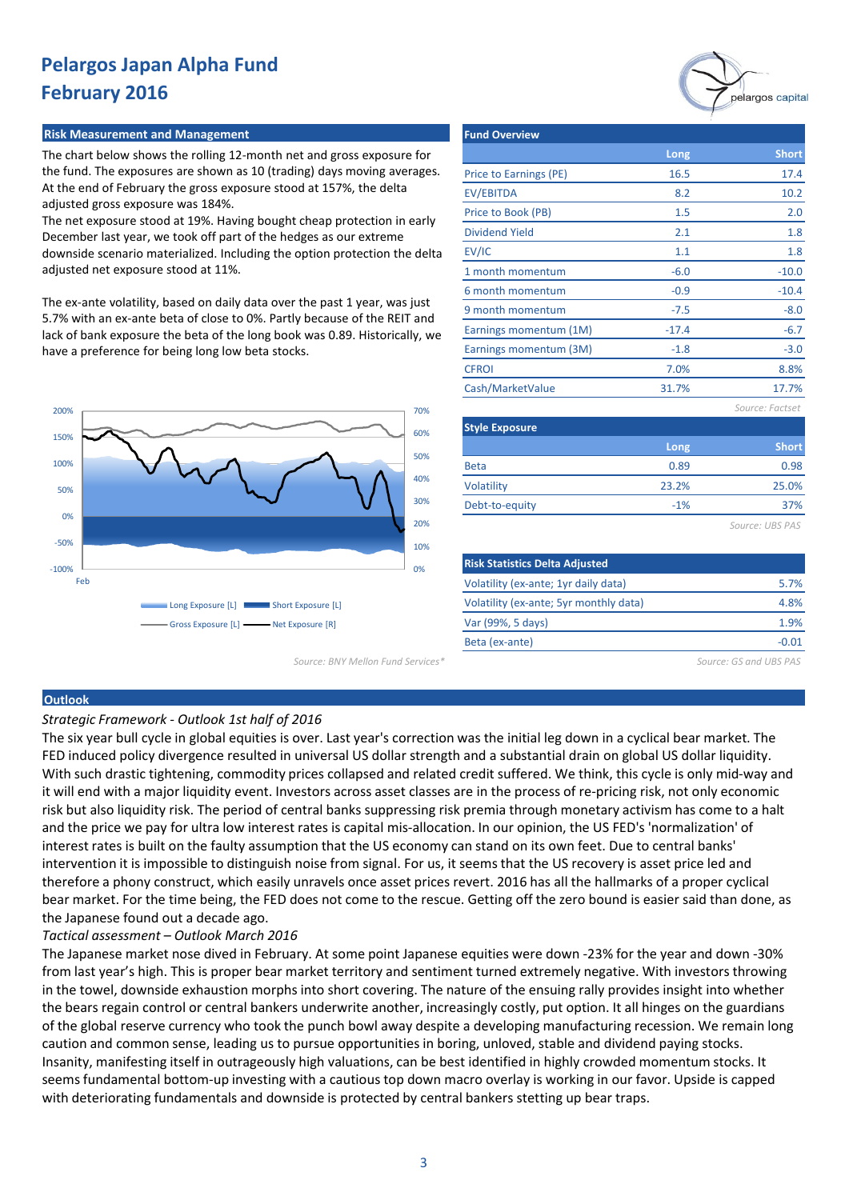# Pelargos Japan Alpha Fund
# February 2016

## Risk Measurement and Management

The chart below shows the rolling 12-month net and gross exposure for the fund. The exposures are shown as 10 (trading) days moving averages. At the end of February the gross exposure stood at 157%, the delta adjusted gross exposure was 184%.
The net exposure stood at 19%. Having bought cheap protection in early December last year, we took off part of the hedges as our extreme downside scenario materialized. Including the option protection the delta adjusted net exposure stood at 11%.

The ex-ante volatility, based on daily data over the past 1 year, was just 5.7% with an ex-ante beta of close to 0%. Partly because of the REIT and lack of bank exposure the beta of the long book was 0.89. Historically, we have a preference for being long low beta stocks.

Long Exposure [L] | Short Exposure [L] | Gross Exposure [L] | Net Exposure [R]

*Source: BNY Mellon Fund Services\**

## Fund Overview

| | Long | Short |
|---|---|---|
| Price to Earnings (PE) | 16.5 | 17.4 |
| EV/EBITDA | 8.2 | 10.2 |
| Price to Book (PB) | 1.5 | 2.0 |
| Dividend Yield | 2.1 | 1.8 |
| EV/IC | 1.1 | 1.8 |
| 1 month momentum | -6.0 | -10.0 |
| 6 month momentum | -0.9 | -10.4 |
| 9 month momentum | -7.5 | -8.0 |
| Earnings momentum (1M) | -17.4 | -6.7 |
| Earnings momentum (3M) | -1.8 | -3.0 |
| CFROI | 7.0% | 8.8% |
| Cash/MarketValue | 31.7% | 17.7% |

*Source: Factset*

## Style Exposure

| | Long | Short |
|---|---|---|
| Beta | 0.89 | 0.98 |
| Volatility | 23.2% | 25.0% |
| Debt-to-equity | -1% | 37% |

*Source: UBS PAS*

## Risk Statistics Delta Adjusted

| | |
|---|---|
| Volatility (ex-ante; 1yr daily data) | 5.7% |
| Volatility (ex-ante; 5yr monthly data) | 4.8% |
| Var (99%, 5 days) | 1.9% |
| Beta (ex-ante) | -0.01 |

*Source: GS and UBS PAS*

## Outlook

*Strategic Framework - Outlook 1st half of 2016*

The six year bull cycle in global equities is over. Last year's correction was the initial leg down in a cyclical bear market. The FED induced policy divergence resulted in universal US dollar strength and a substantial drain on global US dollar liquidity. With such drastic tightening, commodity prices collapsed and related credit suffered. We think, this cycle is only mid-way and it will end with a major liquidity event. Investors across asset classes are in the process of re-pricing risk, not only economic risk but also liquidity risk. The period of central banks suppressing risk premia through monetary activism has come to a halt and the price we pay for ultra low interest rates is capital mis-allocation. In our opinion, the US FED's 'normalization' of interest rates is built on the faulty assumption that the US economy can stand on its own feet. Due to central banks' intervention it is impossible to distinguish noise from signal. For us, it seems that the US recovery is asset price led and therefore a phony construct, which easily unravels once asset prices revert. 2016 has all the hallmarks of a proper cyclical bear market. For the time being, the FED does not come to the rescue. Getting off the zero bound is easier said than done, as the Japanese found out a decade ago.

*Tactical assessment – Outlook March 2016*

The Japanese market nose dived in February. At some point Japanese equities were down -23% for the year and down -30% from last year's high. This is proper bear market territory and sentiment turned extremely negative. With investors throwing in the towel, downside exhaustion morphs into short covering. The nature of the ensuing rally provides insight into whether the bears regain control or central bankers underwrite another, increasingly costly, put option. It all hinges on the guardians of the global reserve currency who took the punch bowl away despite a developing manufacturing recession. We remain long caution and common sense, leading us to pursue opportunities in boring, unloved, stable and dividend paying stocks. Insanity, manifesting itself in outrageously high valuations, can be best identified in highly crowded momentum stocks. It seems fundamental bottom-up investing with a cautious top down macro overlay is working in our favor. Upside is capped with deteriorating fundamentals and downside is protected by central bankers stetting up bear traps.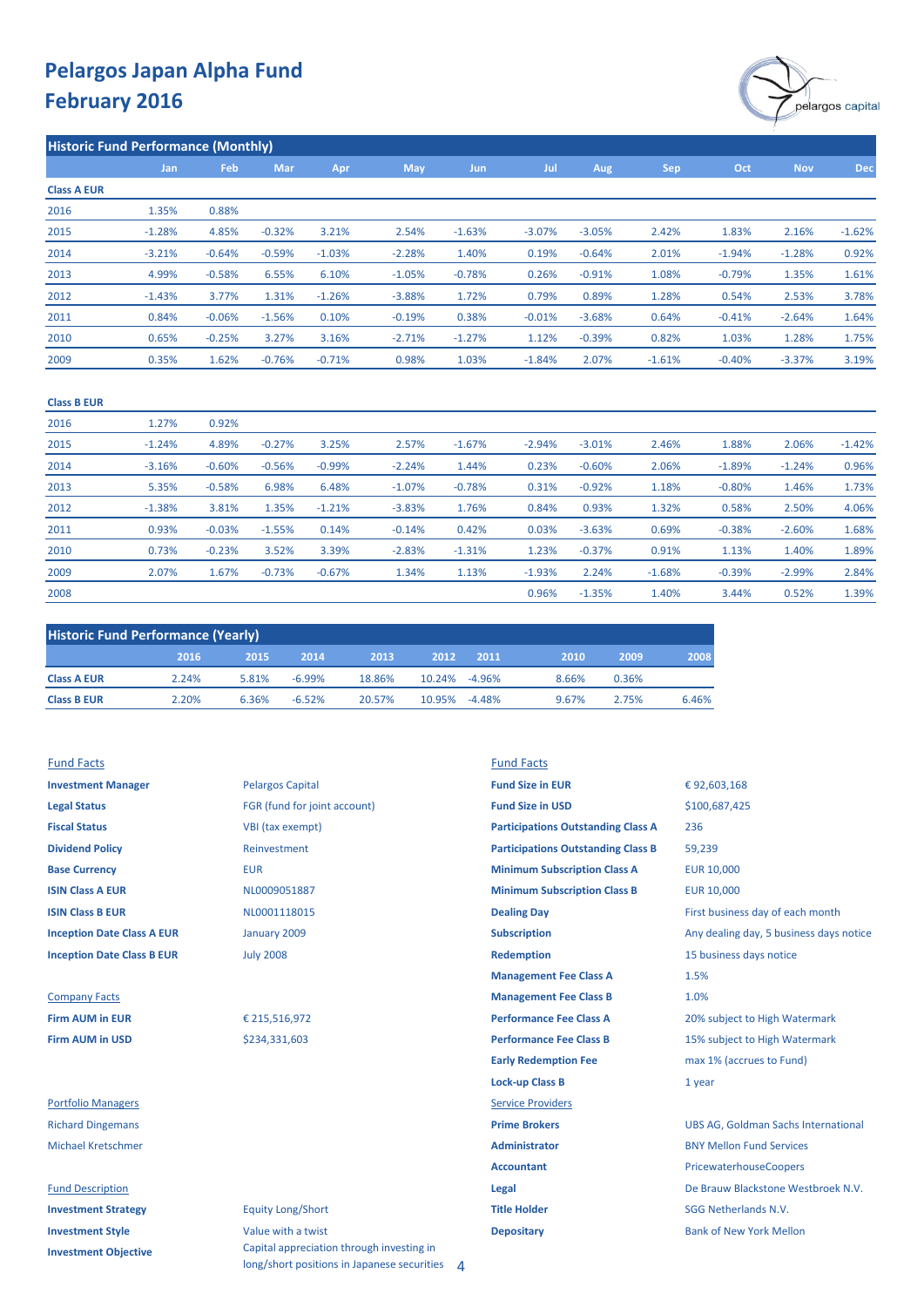# Pelargos Japan Alpha Fund
# February 2016

## Historic Fund Performance (Monthly)

| | Jan | Feb | Mar | Apr | May | Jun | Jul | Aug | Sep | Oct | Nov | Dec |
|---|---|---|---|---|---|---|---|---|---|---|---|---|
| **Class A EUR** | | | | | | | | | | | | |
| 2016 | 1.35% | 0.88% | | | | | | | | | | |
| 2015 | -1.28% | 4.85% | -0.32% | 3.21% | 2.54% | -1.63% | -3.07% | -3.05% | 2.42% | 1.83% | 2.16% | -1.62% |
| 2014 | -3.21% | -0.64% | -0.59% | -1.03% | -2.28% | 1.40% | 0.19% | -0.64% | 2.01% | -1.94% | -1.28% | 0.92% |
| 2013 | 4.99% | -0.58% | 6.55% | 6.10% | -1.05% | -0.78% | 0.26% | -0.91% | 1.08% | -0.79% | 1.35% | 1.61% |
| 2012 | -1.43% | 3.77% | 1.31% | -1.26% | -3.88% | 1.72% | 0.79% | 0.89% | 1.28% | 0.54% | 2.53% | 3.78% |
| 2011 | 0.84% | -0.06% | -1.56% | 0.10% | -0.19% | 0.38% | -0.01% | -3.68% | 0.64% | -0.41% | -2.64% | 1.64% |
| 2010 | 0.65% | -0.25% | 3.27% | 3.16% | -2.71% | -1.27% | 1.12% | -0.39% | 0.82% | 1.03% | 1.28% | 1.75% |
| 2009 | 0.35% | 1.62% | -0.76% | -0.71% | 0.98% | 1.03% | -1.84% | 2.07% | -1.61% | -0.40% | -3.37% | 3.19% |
| **Class B EUR** | | | | | | | | | | | | |
| 2016 | 1.27% | 0.92% | | | | | | | | | | |
| 2015 | -1.24% | 4.89% | -0.27% | 3.25% | 2.57% | -1.67% | -2.94% | -3.01% | 2.46% | 1.88% | 2.06% | -1.42% |
| 2014 | -3.16% | -0.60% | -0.56% | -0.99% | -2.24% | 1.44% | 0.23% | -0.60% | 2.06% | -1.89% | -1.24% | 0.96% |
| 2013 | 5.35% | -0.58% | 6.98% | 6.48% | -1.07% | -0.78% | 0.31% | -0.92% | 1.18% | -0.80% | 1.46% | 1.73% |
| 2012 | -1.38% | 3.81% | 1.35% | -1.21% | -3.83% | 1.76% | 0.84% | 0.93% | 1.32% | 0.58% | 2.50% | 4.06% |
| 2011 | 0.93% | -0.03% | -1.55% | 0.14% | -0.14% | 0.42% | 0.03% | -3.63% | 0.69% | -0.38% | -2.60% | 1.68% |
| 2010 | 0.73% | -0.23% | 3.52% | 3.39% | -2.83% | -1.31% | 1.23% | -0.37% | 0.91% | 1.13% | 1.40% | 1.89% |
| 2009 | 2.07% | 1.67% | -0.73% | -0.67% | 1.34% | 1.13% | -1.93% | 2.24% | -1.68% | -0.39% | -2.99% | 2.84% |
| 2008 | | | | | | | 0.96% | -1.35% | 1.40% | 3.44% | 0.52% | 1.39% |

## Historic Fund Performance (Yearly)

| | 2016 | 2015 | 2014 | 2013 | 2012 | 2011 | 2010 | 2009 | 2008 |
|---|---|---|---|---|---|---|---|---|---|
| **Class A EUR** | 2.24% | 5.81% | -6.99% | 18.86% | 10.24% | -4.96% | 8.66% | 0.36% | |
| **Class B EUR** | 2.20% | 6.36% | -6.52% | 20.57% | 10.95% | -4.48% | 9.67% | 2.75% | 6.46% |

### Fund Facts

| | |
|---|---|
| **Investment Manager** | Pelargos Capital |
| **Legal Status** | FGR (fund for joint account) |
| **Fiscal Status** | VBI (tax exempt) |
| **Dividend Policy** | Reinvestment |
| **Base Currency** | EUR |
| **ISIN Class A EUR** | NL0009051887 |
| **ISIN Class B EUR** | NL0001118015 |
| **Inception Date Class A EUR** | January 2009 |
| **Inception Date Class B EUR** | July 2008 |

### Company Facts

| | |
|---|---|
| **Firm AUM in EUR** | € 215,516,972 |
| **Firm AUM in USD** | $234,331,603 |

### Portfolio Managers

Richard Dingemans

Michael Kretschmer

### Fund Description

| | |
|---|---|
| **Investment Strategy** | Equity Long/Short |
| **Investment Style** | Value with a twist |
| **Investment Objective** | Capital appreciation through investing in long/short positions in Japanese securities |

### Fund Facts

| | |
|---|---|
| **Fund Size in EUR** | € 92,603,168 |
| **Fund Size in USD** | $100,687,425 |
| **Participations Outstanding Class A** | 236 |
| **Participations Outstanding Class B** | 59,239 |
| **Minimum Subscription Class A** | EUR 10,000 |
| **Minimum Subscription Class B** | EUR 10,000 |
| **Dealing Day** | First business day of each month |
| **Subscription** | Any dealing day, 5 business days notice |
| **Redemption** | 15 business days notice |
| **Management Fee Class A** | 1.5% |
| **Management Fee Class B** | 1.0% |
| **Performance Fee Class A** | 20% subject to High Watermark |
| **Performance Fee Class B** | 15% subject to High Watermark |
| **Early Redemption Fee** | max 1% (accrues to Fund) |
| **Lock-up Class B** | 1 year |

### Service Providers

| | |
|---|---|
| **Prime Brokers** | UBS AG, Goldman Sachs International |
| **Administrator** | BNY Mellon Fund Services |
| **Accountant** | PricewaterhouseCoopers |
| **Legal** | De Brauw Blackstone Westbroek N.V. |
| **Title Holder** | SGG Netherlands N.V. |
| **Depositary** | Bank of New York Mellon |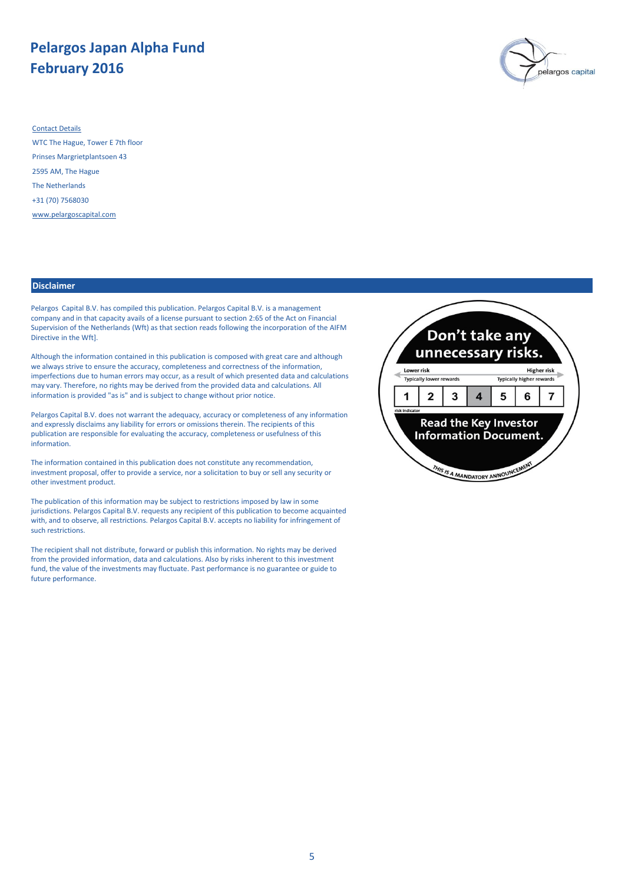# Pelargos Japan Alpha Fund
# February 2016

pelargos capital

Contact Details
WTC The Hague, Tower E 7th floor
Princes Margrietplantsoen 43
2595 AM, The Hague
The Netherlands
+31 (70) 7568030
www.pelargoscapital.com

## Disclaimer

Pelargos Capital B.V. has compiled this publication. Pelargos Capital B.V. is a management company and in that capacity avails of a license pursuant to section 2:65 of the Act on Financial Supervision of the Netherlands (Wft) as that section reads following the incorporation of the AIFM Directive in the Wft].

Although the information contained in this publication is composed with great care and although we always strive to ensure the accuracy, completeness and correctness of the information, imperfections due to human errors may occur, as a result of which presented data and calculations may vary. Therefore, no rights may be derived from the provided data and calculations. All information is provided "as is" and is subject to change without prior notice.

Pelargos Capital B.V. does not warrant the adequacy, accuracy or completeness of any information and expressly disclaims any liability for errors or omissions therein. The recipients of this publication are responsible for evaluating the accuracy, completeness or usefulness of this information.

The information contained in this publication does not constitute any recommendation, investment proposal, offer to provide a service, nor a solicitation to buy or sell any security or other investment product.

The publication of this information may be subject to restrictions imposed by law in some jurisdictions. Pelargos Capital B.V. requests any recipient of this publication to become acquainted with, and to observe, all restrictions. Pelargos Capital B.V. accepts no liability for infringement of such restrictions.

The recipient shall not distribute, forward or publish this information. No rights may be derived from the provided information, data and calculations. Also by risks inherent to this investment fund, the value of the investments may fluctuate. Past performance is no guarantee or guide to future performance.

Don't take any unnecessary risks.

Lower risk
Typically lower rewards
Higher risk
Typically higher rewards

1 2 3 4 5 6 7

risk indicator

Read the Key Investor Information Document.

THIS IS A MANDATORY ANNOUNCEMENT